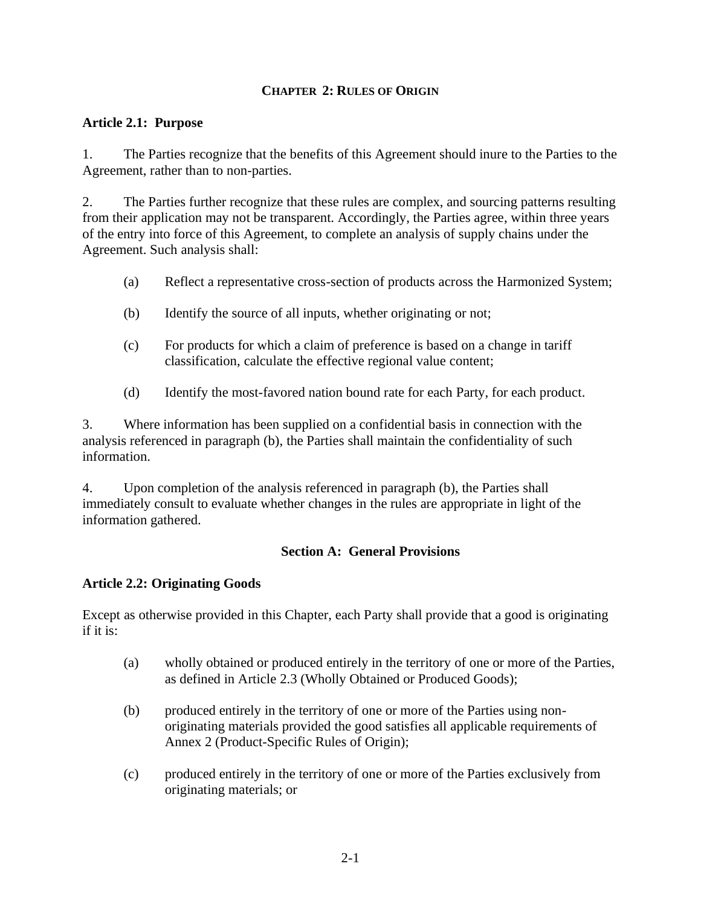# CHAPTER 2: RULES OF ORIGIN

## Article 2.1: Purpose

1. The Parties recognize that the benefits of this Agreement should inure to the Parties to the Agreement, rather than to non-parties.

2. The Parties further recognize that these rules are complex, and sourcing patterns resulting from their application may not be transparent. Accordingly, the Parties agree, within three years of the entry into force of this Agreement, to complete an analysis of supply chains under the Agreement. Such analysis shall:

   (a) Reflect a representative cross-section of products across the Harmonized System;

   (b) Identify the source of all inputs, whether originating or not;

   (c) For products for which a claim of preference is based on a change in tariff classification, calculate the effective regional value content;

   (d) Identify the most-favored nation bound rate for each Party, for each product.

3. Where information has been supplied on a confidential basis in connection with the analysis referenced in paragraph (b), the Parties shall maintain the confidentiality of such information.

4. Upon completion of the analysis referenced in paragraph (b), the Parties shall immediately consult to evaluate whether changes in the rules are appropriate in light of the information gathered.

## Section A: General Provisions

## Article 2.2: Originating Goods

Except as otherwise provided in this Chapter, each Party shall provide that a good is originating if it is:

(a) wholly obtained or produced entirely in the territory of one or more of the Parties, as defined in Article 2.3 (Wholly Obtained or Produced Goods);

(b) produced entirely in the territory of one or more of the Parties using non-originating materials provided the good satisfies all applicable requirements of Annex 2 (Product-Specific Rules of Origin);

(c) produced entirely in the territory of one or more of the Parties exclusively from originating materials; or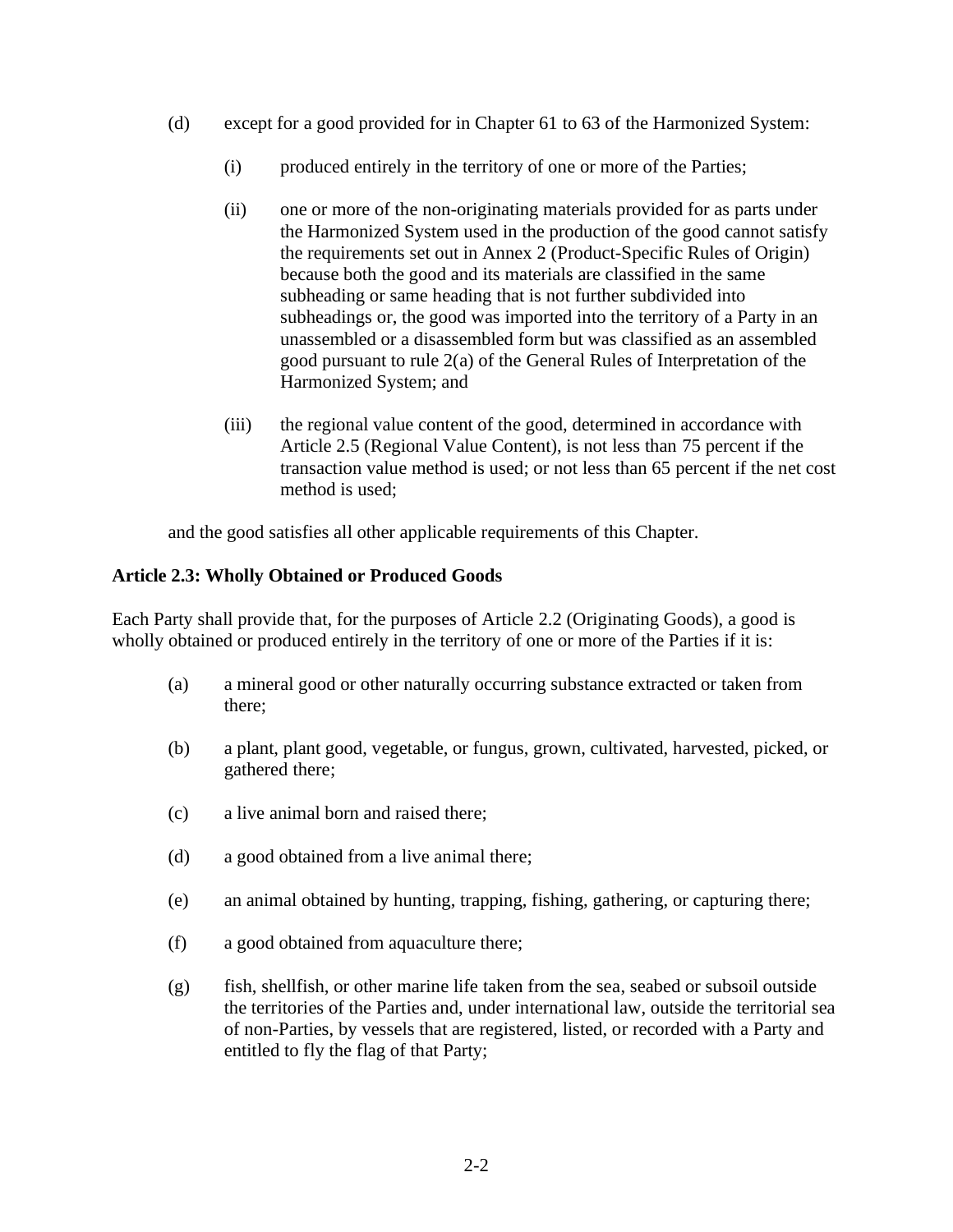(d) except for a good provided for in Chapter 61 to 63 of the Harmonized System:

  (i) produced entirely in the territory of one or more of the Parties;

  (ii) one or more of the non-originating materials provided for as parts under the Harmonized System used in the production of the good cannot satisfy the requirements set out in Annex 2 (Product-Specific Rules of Origin) because both the good and its materials are classified in the same subheading or same heading that is not further subdivided into subheadings or, the good was imported into the territory of a Party in an unassembled or a disassembled form but was classified as an assembled good pursuant to rule 2(a) of the General Rules of Interpretation of the Harmonized System; and

  (iii) the regional value content of the good, determined in accordance with Article 2.5 (Regional Value Content), is not less than 75 percent if the transaction value method is used; or not less than 65 percent if the net cost method is used;

and the good satisfies all other applicable requirements of this Chapter.

**Article 2.3: Wholly Obtained or Produced Goods**

Each Party shall provide that, for the purposes of Article 2.2 (Originating Goods), a good is wholly obtained or produced entirely in the territory of one or more of the Parties if it is:

(a) a mineral good or other naturally occurring substance extracted or taken from there;

(b) a plant, plant good, vegetable, or fungus, grown, cultivated, harvested, picked, or gathered there;

(c) a live animal born and raised there;

(d) a good obtained from a live animal there;

(e) an animal obtained by hunting, trapping, fishing, gathering, or capturing there;

(f) a good obtained from aquaculture there;

(g) fish, shellfish, or other marine life taken from the sea, seabed or subsoil outside the territories of the Parties and, under international law, outside the territorial sea of non-Parties, by vessels that are registered, listed, or recorded with a Party and entitled to fly the flag of that Party;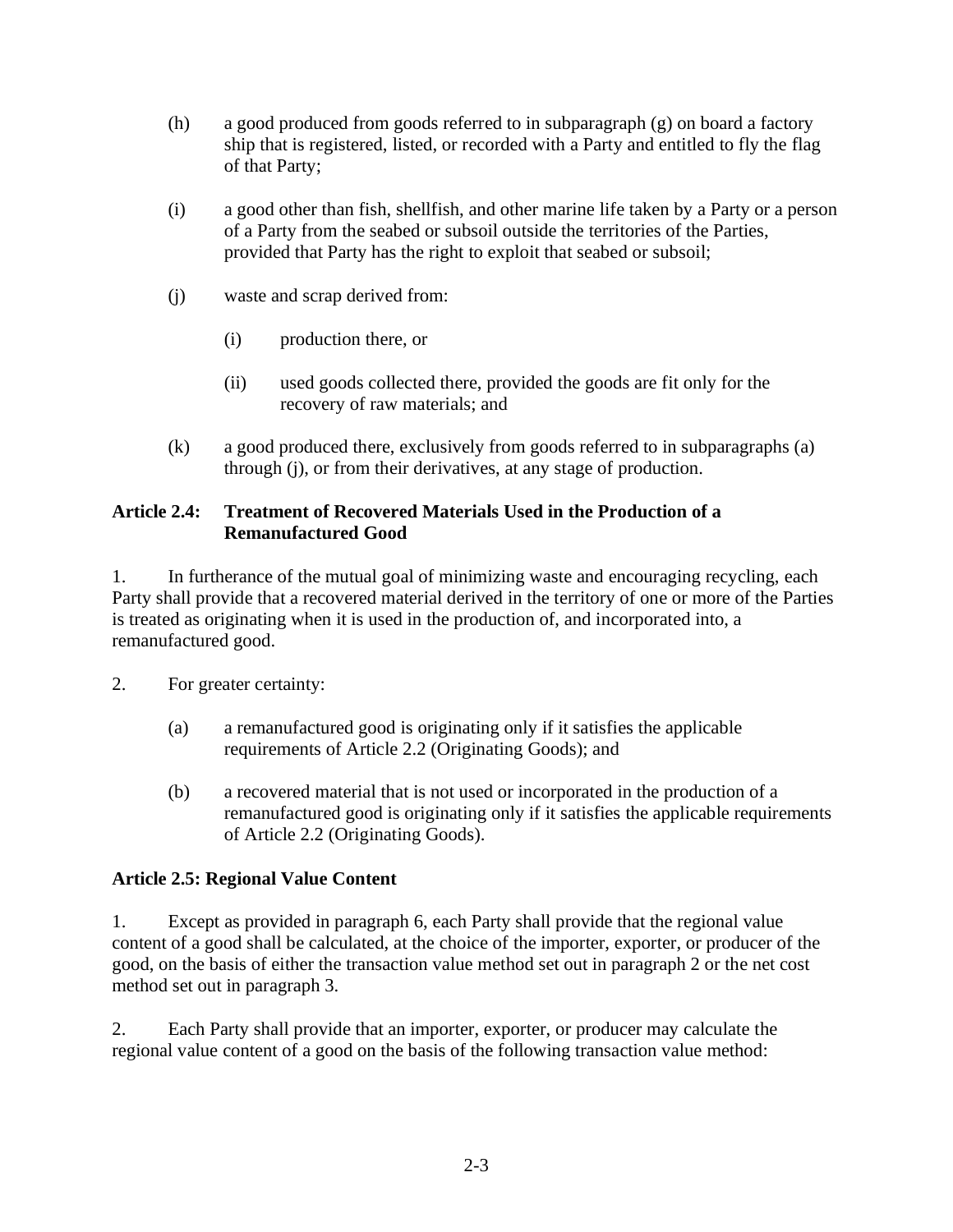(h) a good produced from goods referred to in subparagraph (g) on board a factory ship that is registered, listed, or recorded with a Party and entitled to fly the flag of that Party;

(i) a good other than fish, shellfish, and other marine life taken by a Party or a person of a Party from the seabed or subsoil outside the territories of the Parties, provided that Party has the right to exploit that seabed or subsoil;

(j) waste and scrap derived from:

  (i) production there, or

  (ii) used goods collected there, provided the goods are fit only for the recovery of raw materials; and

(k) a good produced there, exclusively from goods referred to in subparagraphs (a) through (j), or from their derivatives, at any stage of production.

**Article 2.4: Treatment of Recovered Materials Used in the Production of a Remanufactured Good**

1. In furtherance of the mutual goal of minimizing waste and encouraging recycling, each Party shall provide that a recovered material derived in the territory of one or more of the Parties is treated as originating when it is used in the production of, and incorporated into, a remanufactured good.

2. For greater certainty:

(a) a remanufactured good is originating only if it satisfies the applicable requirements of Article 2.2 (Originating Goods); and

(b) a recovered material that is not used or incorporated in the production of a remanufactured good is originating only if it satisfies the applicable requirements of Article 2.2 (Originating Goods).

**Article 2.5: Regional Value Content**

1. Except as provided in paragraph 6, each Party shall provide that the regional value content of a good shall be calculated, at the choice of the importer, exporter, or producer of the good, on the basis of either the transaction value method set out in paragraph 2 or the net cost method set out in paragraph 3.

2. Each Party shall provide that an importer, exporter, or producer may calculate the regional value content of a good on the basis of the following transaction value method: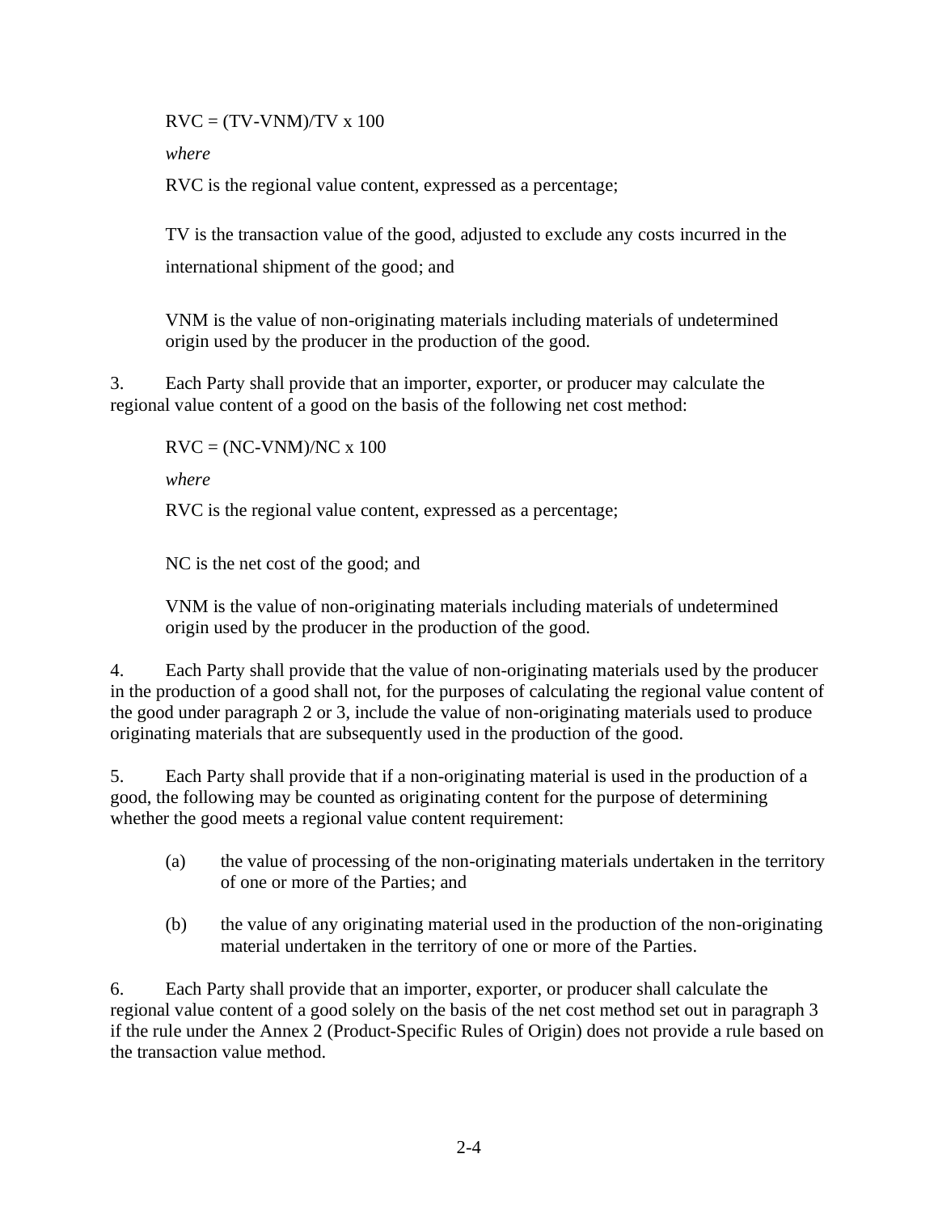$$RVC = (TV-VNM)/TV \times 100$$

*where*

RVC is the regional value content, expressed as a percentage;

TV is the transaction value of the good, adjusted to exclude any costs incurred in the international shipment of the good; and

VNM is the value of non-originating materials including materials of undetermined origin used by the producer in the production of the good.

3. Each Party shall provide that an importer, exporter, or producer may calculate the regional value content of a good on the basis of the following net cost method:

$$RVC = (NC-VNM)/NC \times 100$$

*where*

RVC is the regional value content, expressed as a percentage;

NC is the net cost of the good; and

VNM is the value of non-originating materials including materials of undetermined origin used by the producer in the production of the good.

4. Each Party shall provide that the value of non-originating materials used by the producer in the production of a good shall not, for the purposes of calculating the regional value content of the good under paragraph 2 or 3, include the value of non-originating materials used to produce originating materials that are subsequently used in the production of the good.

5. Each Party shall provide that if a non-originating material is used in the production of a good, the following may be counted as originating content for the purpose of determining whether the good meets a regional value content requirement:

(a) the value of processing of the non-originating materials undertaken in the territory of one or more of the Parties; and

(b) the value of any originating material used in the production of the non-originating material undertaken in the territory of one or more of the Parties.

6. Each Party shall provide that an importer, exporter, or producer shall calculate the regional value content of a good solely on the basis of the net cost method set out in paragraph 3 if the rule under the Annex 2 (Product-Specific Rules of Origin) does not provide a rule based on the transaction value method.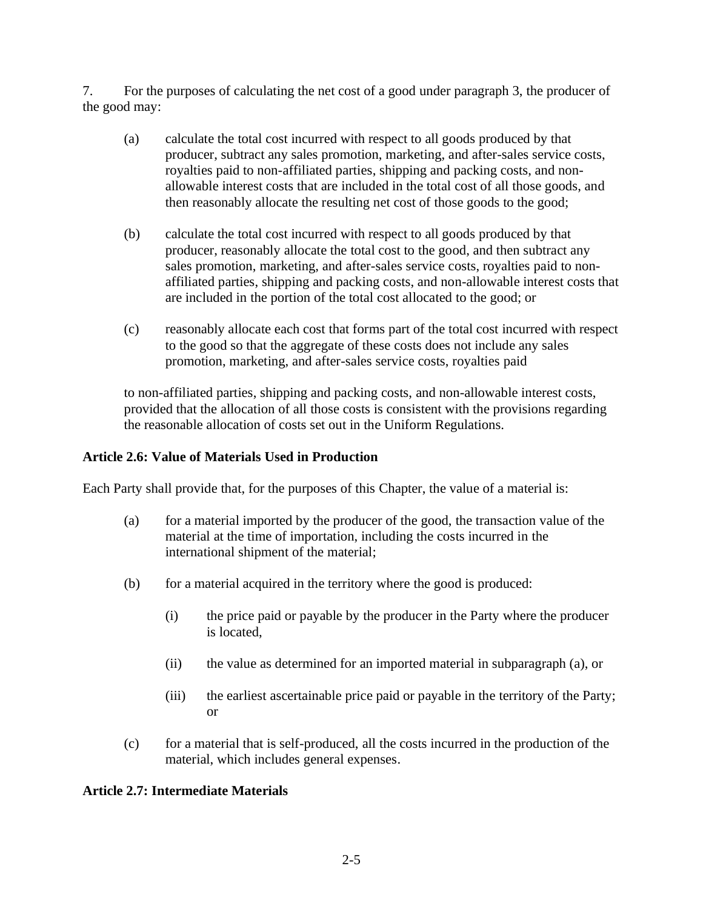7. For the purposes of calculating the net cost of a good under paragraph 3, the producer of the good may:

(a) calculate the total cost incurred with respect to all goods produced by that producer, subtract any sales promotion, marketing, and after-sales service costs, royalties paid to non-affiliated parties, shipping and packing costs, and non-allowable interest costs that are included in the total cost of all those goods, and then reasonably allocate the resulting net cost of those goods to the good;

(b) calculate the total cost incurred with respect to all goods produced by that producer, reasonably allocate the total cost to the good, and then subtract any sales promotion, marketing, and after-sales service costs, royalties paid to non-affiliated parties, shipping and packing costs, and non-allowable interest costs that are included in the portion of the total cost allocated to the good; or

(c) reasonably allocate each cost that forms part of the total cost incurred with respect to the good so that the aggregate of these costs does not include any sales promotion, marketing, and after-sales service costs, royalties paid to non-affiliated parties, shipping and packing costs, and non-allowable interest costs,

provided that the allocation of all those costs is consistent with the provisions regarding the reasonable allocation of costs set out in the Uniform Regulations.

**Article 2.6: Value of Materials Used in Production**

Each Party shall provide that, for the purposes of this Chapter, the value of a material is:

(a) for a material imported by the producer of the good, the transaction value of the material at the time of importation, including the costs incurred in the international shipment of the material;

(b) for a material acquired in the territory where the good is produced:

(i) the price paid or payable by the producer in the Party where the producer is located,

(ii) the value as determined for an imported material in subparagraph (a), or

(iii) the earliest ascertainable price paid or payable in the territory of the Party; or

(c) for a material that is self-produced, all the costs incurred in the production of the material, which includes general expenses.

**Article 2.7: Intermediate Materials**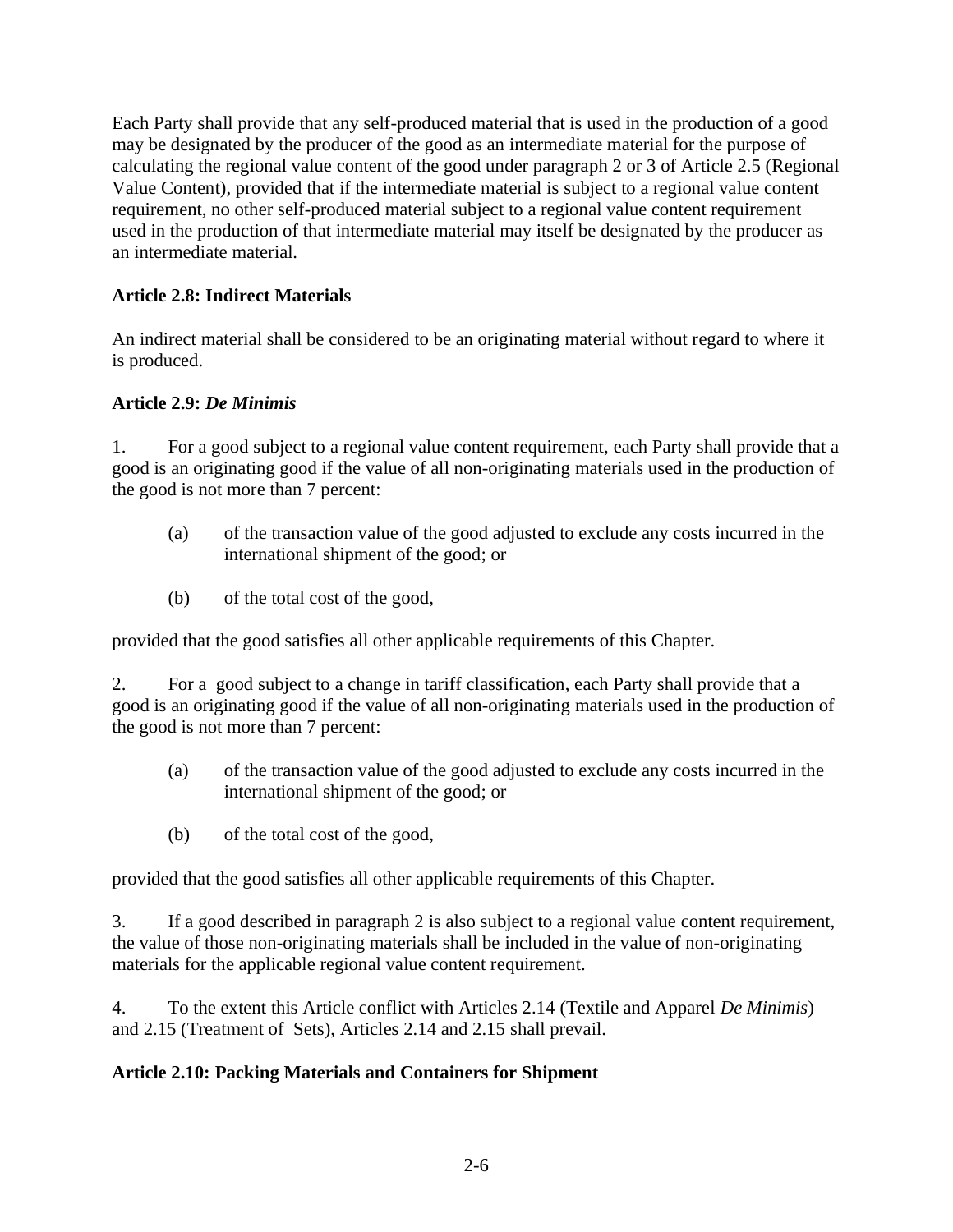Each Party shall provide that any self-produced material that is used in the production of a good may be designated by the producer of the good as an intermediate material for the purpose of calculating the regional value content of the good under paragraph 2 or 3 of Article 2.5 (Regional Value Content), provided that if the intermediate material is subject to a regional value content requirement, no other self-produced material subject to a regional value content requirement used in the production of that intermediate material may itself be designated by the producer as an intermediate material.

**Article 2.8: Indirect Materials**

An indirect material shall be considered to be an originating material without regard to where it is produced.

**Article 2.9: *De Minimis***

1. For a good subject to a regional value content requirement, each Party shall provide that a good is an originating good if the value of all non-originating materials used in the production of the good is not more than 7 percent:

   (a) of the transaction value of the good adjusted to exclude any costs incurred in the international shipment of the good; or

   (b) of the total cost of the good,

provided that the good satisfies all other applicable requirements of this Chapter.

2. For a good subject to a change in tariff classification, each Party shall provide that a good is an originating good if the value of all non-originating materials used in the production of the good is not more than 7 percent:

   (a) of the transaction value of the good adjusted to exclude any costs incurred in the international shipment of the good; or

   (b) of the total cost of the good,

provided that the good satisfies all other applicable requirements of this Chapter.

3. If a good described in paragraph 2 is also subject to a regional value content requirement, the value of those non-originating materials shall be included in the value of non-originating materials for the applicable regional value content requirement.

4. To the extent this Article conflict with Articles 2.14 (Textile and Apparel *De Minimis*) and 2.15 (Treatment of Sets), Articles 2.14 and 2.15 shall prevail.

**Article 2.10: Packing Materials and Containers for Shipment**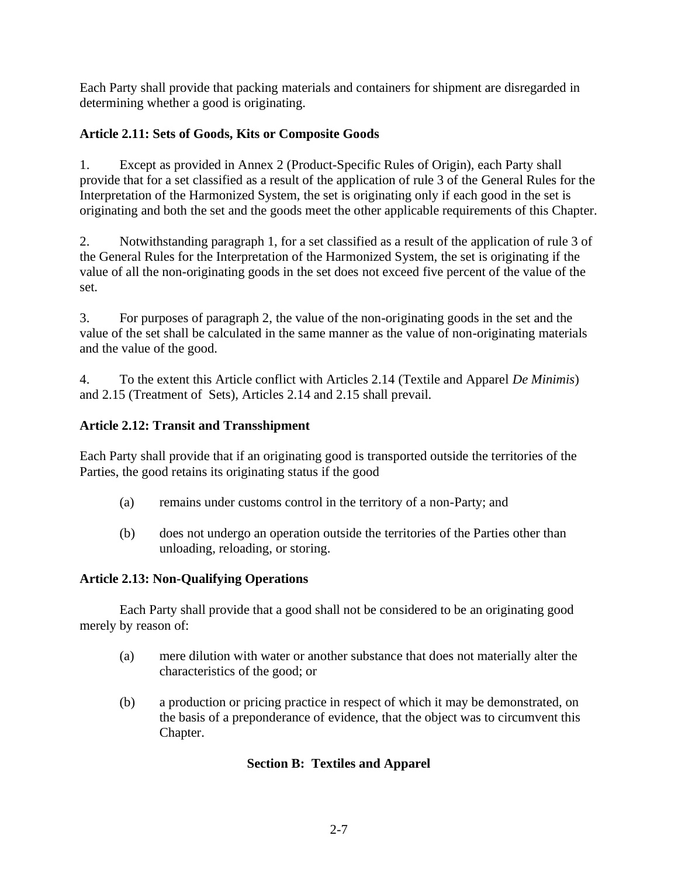Each Party shall provide that packing materials and containers for shipment are disregarded in determining whether a good is originating.

### Article 2.11: Sets of Goods, Kits or Composite Goods

1. Except as provided in Annex 2 (Product-Specific Rules of Origin), each Party shall provide that for a set classified as a result of the application of rule 3 of the General Rules for the Interpretation of the Harmonized System, the set is originating only if each good in the set is originating and both the set and the goods meet the other applicable requirements of this Chapter.

2. Notwithstanding paragraph 1, for a set classified as a result of the application of rule 3 of the General Rules for the Interpretation of the Harmonized System, the set is originating if the value of all the non-originating goods in the set does not exceed five percent of the value of the set.

3. For purposes of paragraph 2, the value of the non-originating goods in the set and the value of the set shall be calculated in the same manner as the value of non-originating materials and the value of the good.

4. To the extent this Article conflict with Articles 2.14 (Textile and Apparel *De Minimis*) and 2.15 (Treatment of Sets), Articles 2.14 and 2.15 shall prevail.

### Article 2.12: Transit and Transshipment

Each Party shall provide that if an originating good is transported outside the territories of the Parties, the good retains its originating status if the good

(a) remains under customs control in the territory of a non-Party; and

(b) does not undergo an operation outside the territories of the Parties other than unloading, reloading, or storing.

### Article 2.13: Non-Qualifying Operations

Each Party shall provide that a good shall not be considered to be an originating good merely by reason of:

(a) mere dilution with water or another substance that does not materially alter the characteristics of the good; or

(b) a production or pricing practice in respect of which it may be demonstrated, on the basis of a preponderance of evidence, that the object was to circumvent this Chapter.

## Section B: Textiles and Apparel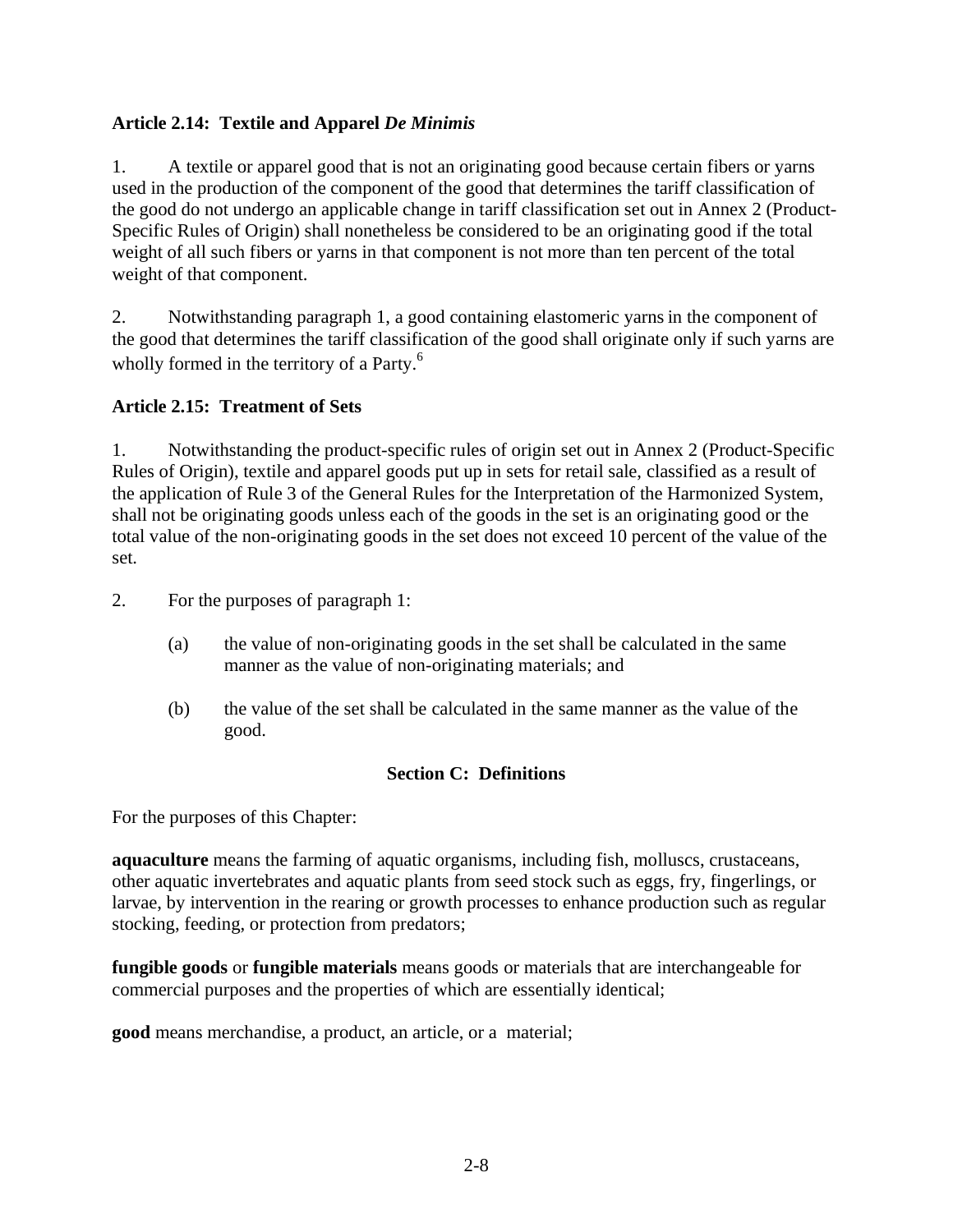### Article 2.14: Textile and Apparel *De Minimis*

1. A textile or apparel good that is not an originating good because certain fibers or yarns used in the production of the component of the good that determines the tariff classification of the good do not undergo an applicable change in tariff classification set out in Annex 2 (Product-Specific Rules of Origin) shall nonetheless be considered to be an originating good if the total weight of all such fibers or yarns in that component is not more than ten percent of the total weight of that component.

2. Notwithstanding paragraph 1, a good containing elastomeric yarns in the component of the good that determines the tariff classification of the good shall originate only if such yarns are wholly formed in the territory of a Party.[6]

### Article 2.15: Treatment of Sets

1. Notwithstanding the product-specific rules of origin set out in Annex 2 (Product-Specific Rules of Origin), textile and apparel goods put up in sets for retail sale, classified as a result of the application of Rule 3 of the General Rules for the Interpretation of the Harmonized System, shall not be originating goods unless each of the goods in the set is an originating good or the total value of the non-originating goods in the set does not exceed 10 percent of the value of the set.

2. For the purposes of paragraph 1:

   (a) the value of non-originating goods in the set shall be calculated in the same manner as the value of non-originating materials; and

   (b) the value of the set shall be calculated in the same manner as the value of the good.

## Section C: Definitions

For the purposes of this Chapter:

**aquaculture** means the farming of aquatic organisms, including fish, molluscs, crustaceans, other aquatic invertebrates and aquatic plants from seed stock such as eggs, fry, fingerlings, or larvae, by intervention in the rearing or growth processes to enhance production such as regular stocking, feeding, or protection from predators;

**fungible goods** or **fungible materials** means goods or materials that are interchangeable for commercial purposes and the properties of which are essentially identical;

**good** means merchandise, a product, an article, or a material;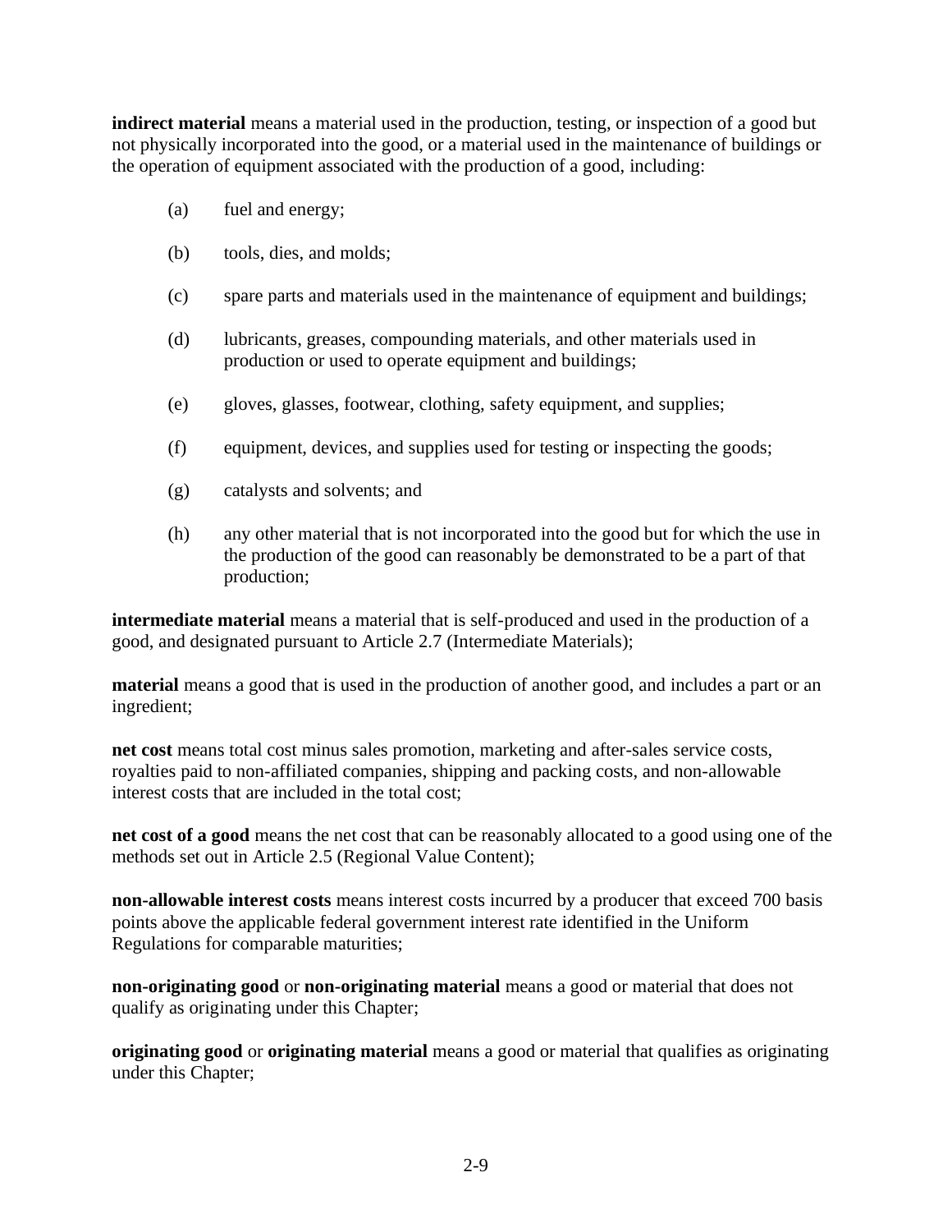**indirect material** means a material used in the production, testing, or inspection of a good but not physically incorporated into the good, or a material used in the maintenance of buildings or the operation of equipment associated with the production of a good, including:

(a) fuel and energy;

(b) tools, dies, and molds;

(c) spare parts and materials used in the maintenance of equipment and buildings;

(d) lubricants, greases, compounding materials, and other materials used in production or used to operate equipment and buildings;

(e) gloves, glasses, footwear, clothing, safety equipment, and supplies;

(f) equipment, devices, and supplies used for testing or inspecting the goods;

(g) catalysts and solvents; and

(h) any other material that is not incorporated into the good but for which the use in the production of the good can reasonably be demonstrated to be a part of that production;

**intermediate material** means a material that is self-produced and used in the production of a good, and designated pursuant to Article 2.7 (Intermediate Materials);

**material** means a good that is used in the production of another good, and includes a part or an ingredient;

**net cost** means total cost minus sales promotion, marketing and after-sales service costs, royalties paid to non-affiliated companies, shipping and packing costs, and non-allowable interest costs that are included in the total cost;

**net cost of a good** means the net cost that can be reasonably allocated to a good using one of the methods set out in Article 2.5 (Regional Value Content);

**non-allowable interest costs** means interest costs incurred by a producer that exceed 700 basis points above the applicable federal government interest rate identified in the Uniform Regulations for comparable maturities;

**non-originating good** or **non-originating material** means a good or material that does not qualify as originating under this Chapter;

**originating good** or **originating material** means a good or material that qualifies as originating under this Chapter;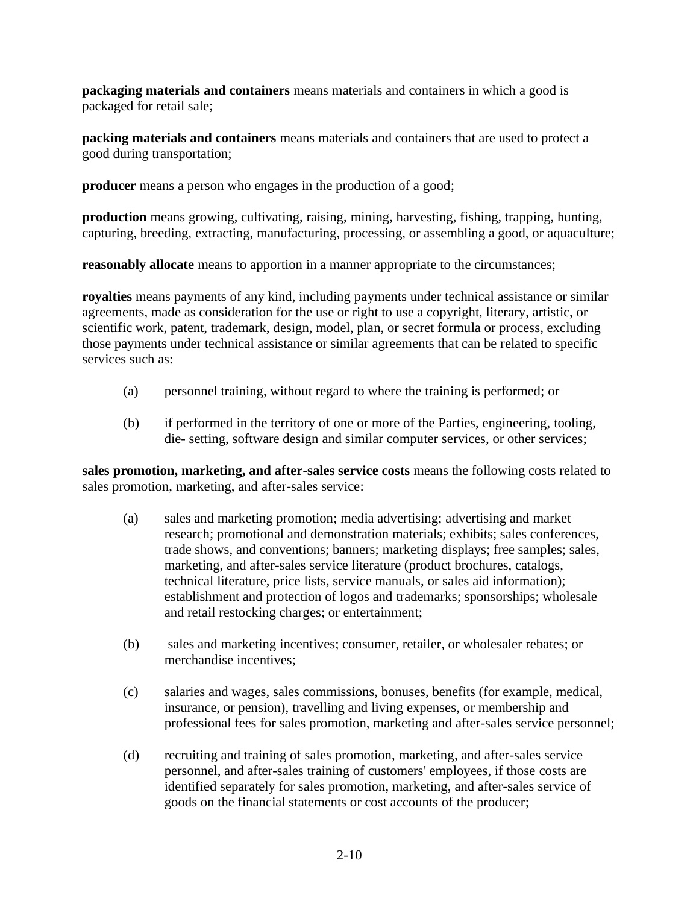**packaging materials and containers** means materials and containers in which a good is packaged for retail sale;

**packing materials and containers** means materials and containers that are used to protect a good during transportation;

**producer** means a person who engages in the production of a good;

**production** means growing, cultivating, raising, mining, harvesting, fishing, trapping, hunting, capturing, breeding, extracting, manufacturing, processing, or assembling a good, or aquaculture;

**reasonably allocate** means to apportion in a manner appropriate to the circumstances;

**royalties** means payments of any kind, including payments under technical assistance or similar agreements, made as consideration for the use or right to use a copyright, literary, artistic, or scientific work, patent, trademark, design, model, plan, or secret formula or process, excluding those payments under technical assistance or similar agreements that can be related to specific services such as:

(a) personnel training, without regard to where the training is performed; or

(b) if performed in the territory of one or more of the Parties, engineering, tooling, die- setting, software design and similar computer services, or other services;

**sales promotion, marketing, and after-sales service costs** means the following costs related to sales promotion, marketing, and after-sales service:

(a) sales and marketing promotion; media advertising; advertising and market research; promotional and demonstration materials; exhibits; sales conferences, trade shows, and conventions; banners; marketing displays; free samples; sales, marketing, and after-sales service literature (product brochures, catalogs, technical literature, price lists, service manuals, or sales aid information); establishment and protection of logos and trademarks; sponsorships; wholesale and retail restocking charges; or entertainment;

(b) sales and marketing incentives; consumer, retailer, or wholesaler rebates; or merchandise incentives;

(c) salaries and wages, sales commissions, bonuses, benefits (for example, medical, insurance, or pension), travelling and living expenses, or membership and professional fees for sales promotion, marketing and after-sales service personnel;

(d) recruiting and training of sales promotion, marketing, and after-sales service personnel, and after-sales training of customers' employees, if those costs are identified separately for sales promotion, marketing, and after-sales service of goods on the financial statements or cost accounts of the producer;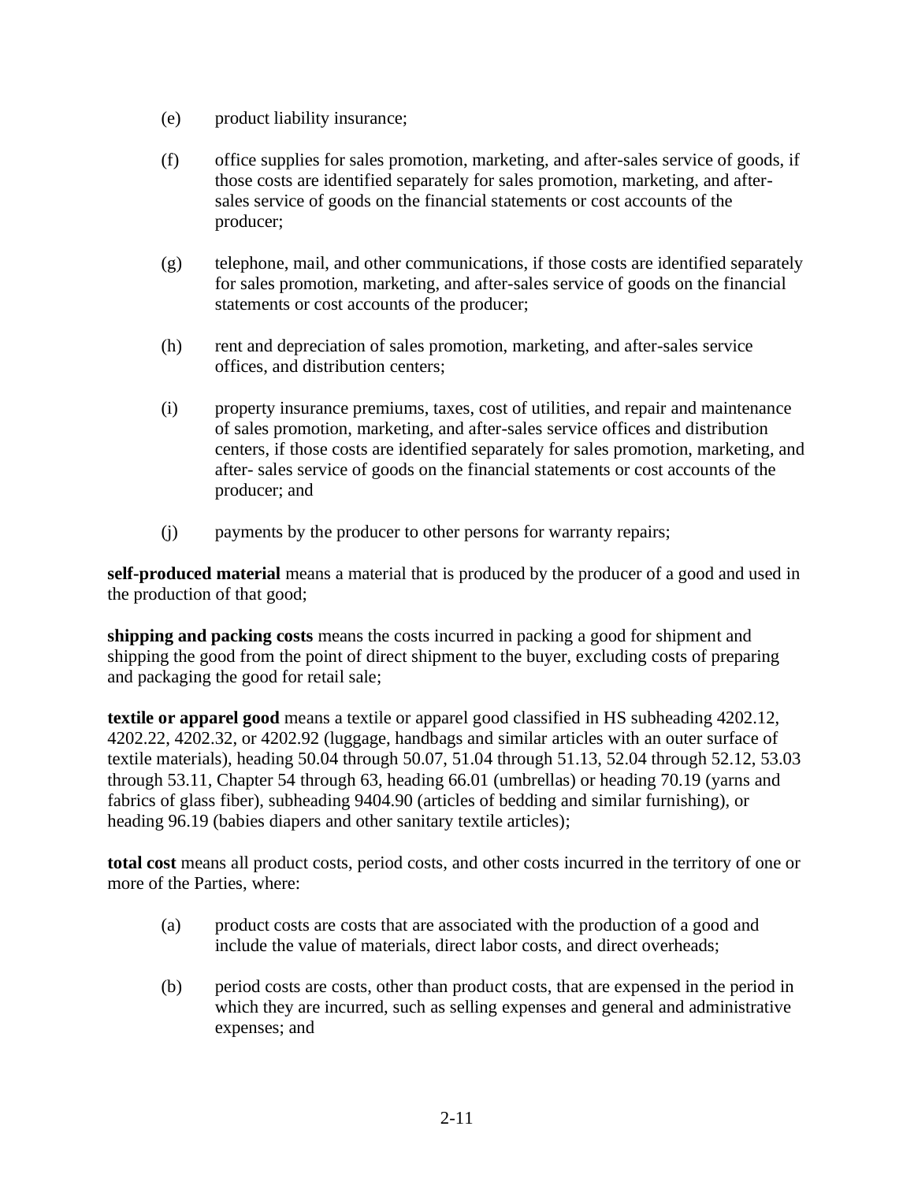(e) product liability insurance;

(f) office supplies for sales promotion, marketing, and after-sales service of goods, if those costs are identified separately for sales promotion, marketing, and after-sales service of goods on the financial statements or cost accounts of the producer;

(g) telephone, mail, and other communications, if those costs are identified separately for sales promotion, marketing, and after-sales service of goods on the financial statements or cost accounts of the producer;

(h) rent and depreciation of sales promotion, marketing, and after-sales service offices, and distribution centers;

(i) property insurance premiums, taxes, cost of utilities, and repair and maintenance of sales promotion, marketing, and after-sales service offices and distribution centers, if those costs are identified separately for sales promotion, marketing, and after- sales service of goods on the financial statements or cost accounts of the producer; and

(j) payments by the producer to other persons for warranty repairs;

**self-produced material** means a material that is produced by the producer of a good and used in the production of that good;

**shipping and packing costs** means the costs incurred in packing a good for shipment and shipping the good from the point of direct shipment to the buyer, excluding costs of preparing and packaging the good for retail sale;

**textile or apparel good** means a textile or apparel good classified in HS subheading 4202.12, 4202.22, 4202.32, or 4202.92 (luggage, handbags and similar articles with an outer surface of textile materials), heading 50.04 through 50.07, 51.04 through 51.13, 52.04 through 52.12, 53.03 through 53.11, Chapter 54 through 63, heading 66.01 (umbrellas) or heading 70.19 (yarns and fabrics of glass fiber), subheading 9404.90 (articles of bedding and similar furnishing), or heading 96.19 (babies diapers and other sanitary textile articles);

**total cost** means all product costs, period costs, and other costs incurred in the territory of one or more of the Parties, where:

(a) product costs are costs that are associated with the production of a good and include the value of materials, direct labor costs, and direct overheads;

(b) period costs are costs, other than product costs, that are expensed in the period in which they are incurred, such as selling expenses and general and administrative expenses; and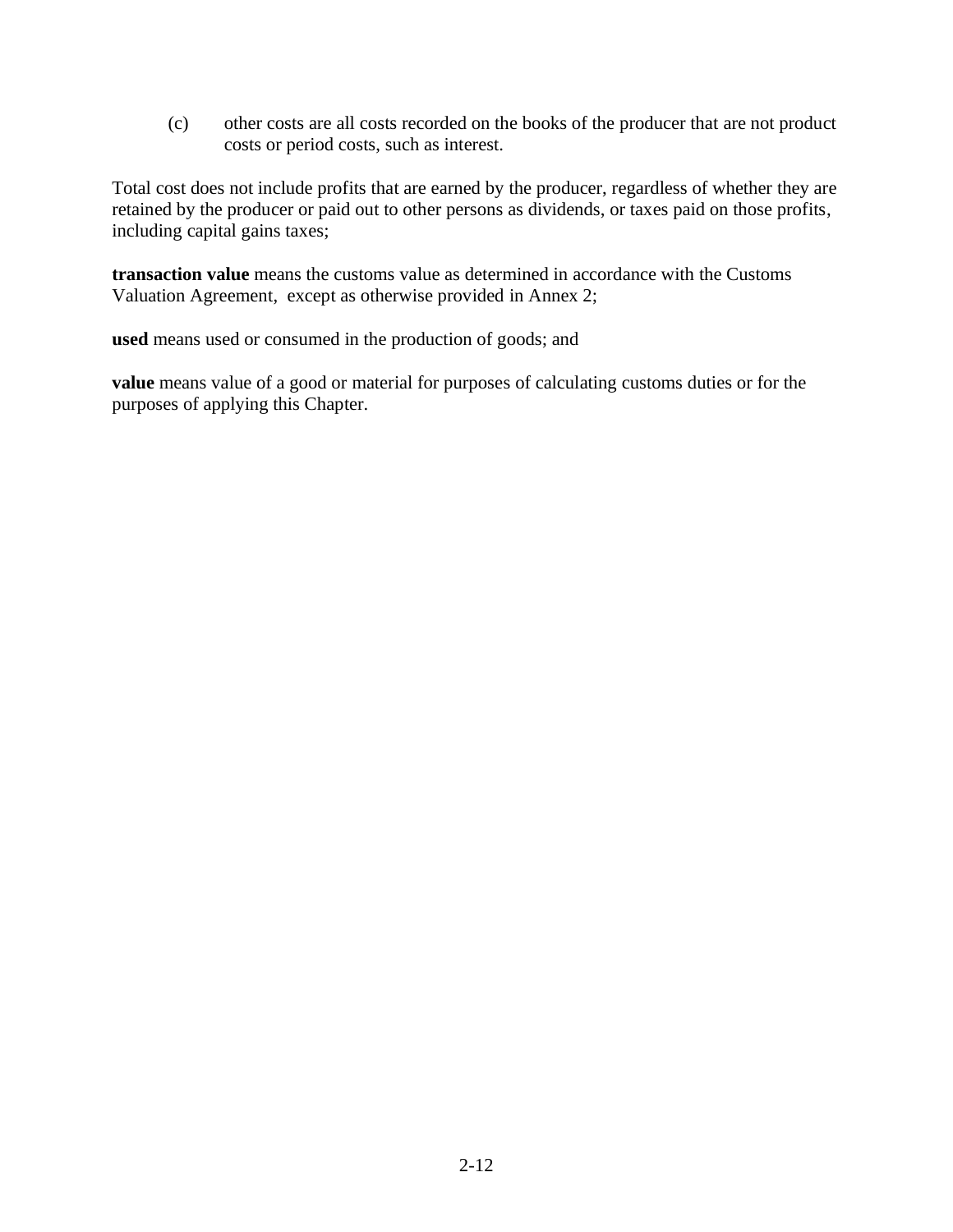(c) other costs are all costs recorded on the books of the producer that are not product costs or period costs, such as interest.

Total cost does not include profits that are earned by the producer, regardless of whether they are retained by the producer or paid out to other persons as dividends, or taxes paid on those profits, including capital gains taxes;

**transaction value** means the customs value as determined in accordance with the Customs Valuation Agreement, except as otherwise provided in Annex 2;

**used** means used or consumed in the production of goods; and

**value** means value of a good or material for purposes of calculating customs duties or for the purposes of applying this Chapter.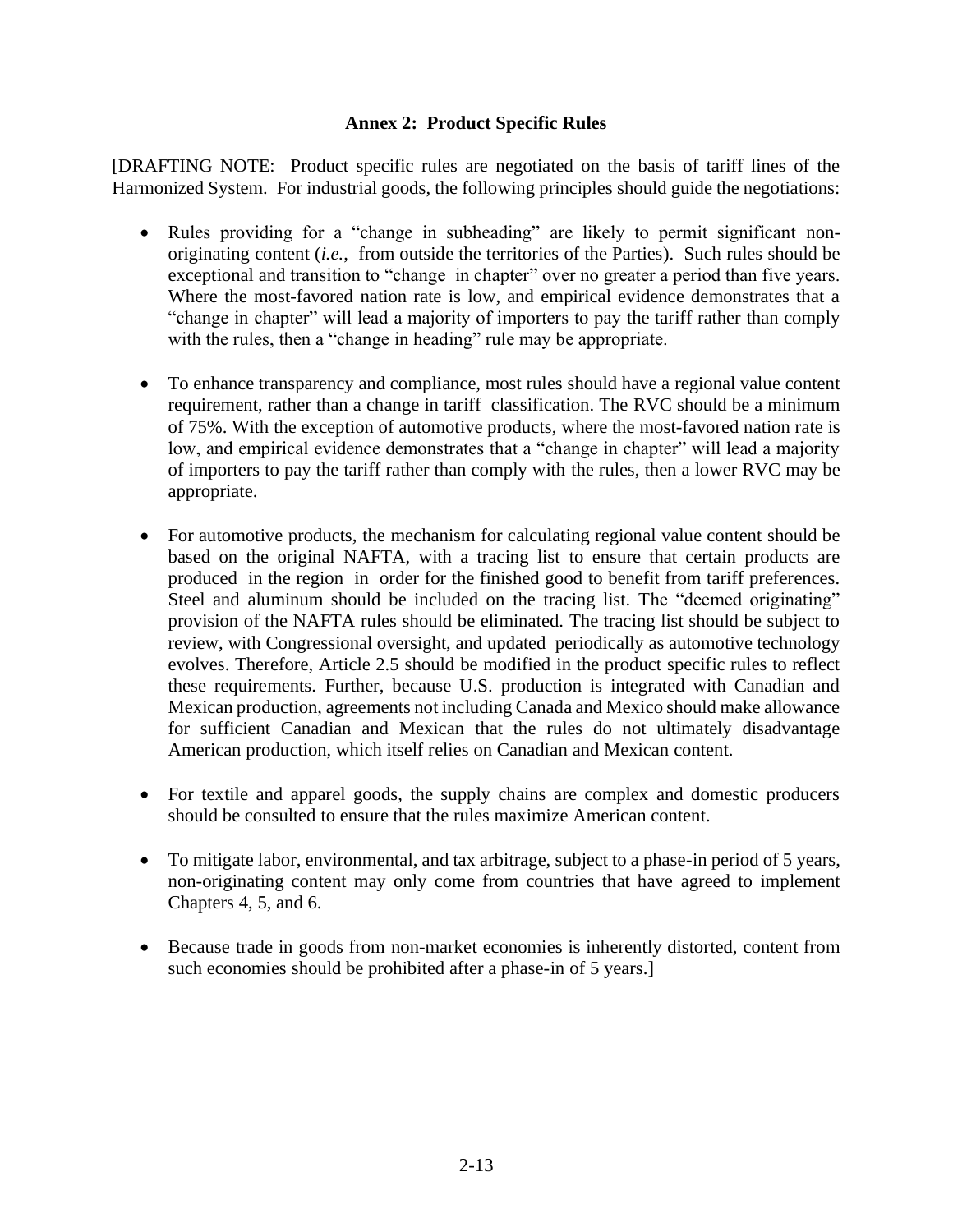**Annex 2: Product Specific Rules**

[DRAFTING NOTE: Product specific rules are negotiated on the basis of tariff lines of the Harmonized System. For industrial goods, the following principles should guide the negotiations:

- Rules providing for a "change in subheading" are likely to permit significant non-originating content (*i.e.*, from outside the territories of the Parties). Such rules should be exceptional and transition to "change in chapter" over no greater a period than five years. Where the most-favored nation rate is low, and empirical evidence demonstrates that a "change in chapter" will lead a majority of importers to pay the tariff rather than comply with the rules, then a "change in heading" rule may be appropriate.

- To enhance transparency and compliance, most rules should have a regional value content requirement, rather than a change in tariff classification. The RVC should be a minimum of 75%. With the exception of automotive products, where the most-favored nation rate is low, and empirical evidence demonstrates that a "change in chapter" will lead a majority of importers to pay the tariff rather than comply with the rules, then a lower RVC may be appropriate.

- For automotive products, the mechanism for calculating regional value content should be based on the original NAFTA, with a tracing list to ensure that certain products are produced in the region in order for the finished good to benefit from tariff preferences. Steel and aluminum should be included on the tracing list. The "deemed originating" provision of the NAFTA rules should be eliminated. The tracing list should be subject to review, with Congressional oversight, and updated periodically as automotive technology evolves. Therefore, Article 2.5 should be modified in the product specific rules to reflect these requirements. Further, because U.S. production is integrated with Canadian and Mexican production, agreements not including Canada and Mexico should make allowance for sufficient Canadian and Mexican that the rules do not ultimately disadvantage American production, which itself relies on Canadian and Mexican content.

- For textile and apparel goods, the supply chains are complex and domestic producers should be consulted to ensure that the rules maximize American content.

- To mitigate labor, environmental, and tax arbitrage, subject to a phase-in period of 5 years, non-originating content may only come from countries that have agreed to implement Chapters 4, 5, and 6.

- Because trade in goods from non-market economies is inherently distorted, content from such economies should be prohibited after a phase-in of 5 years.]